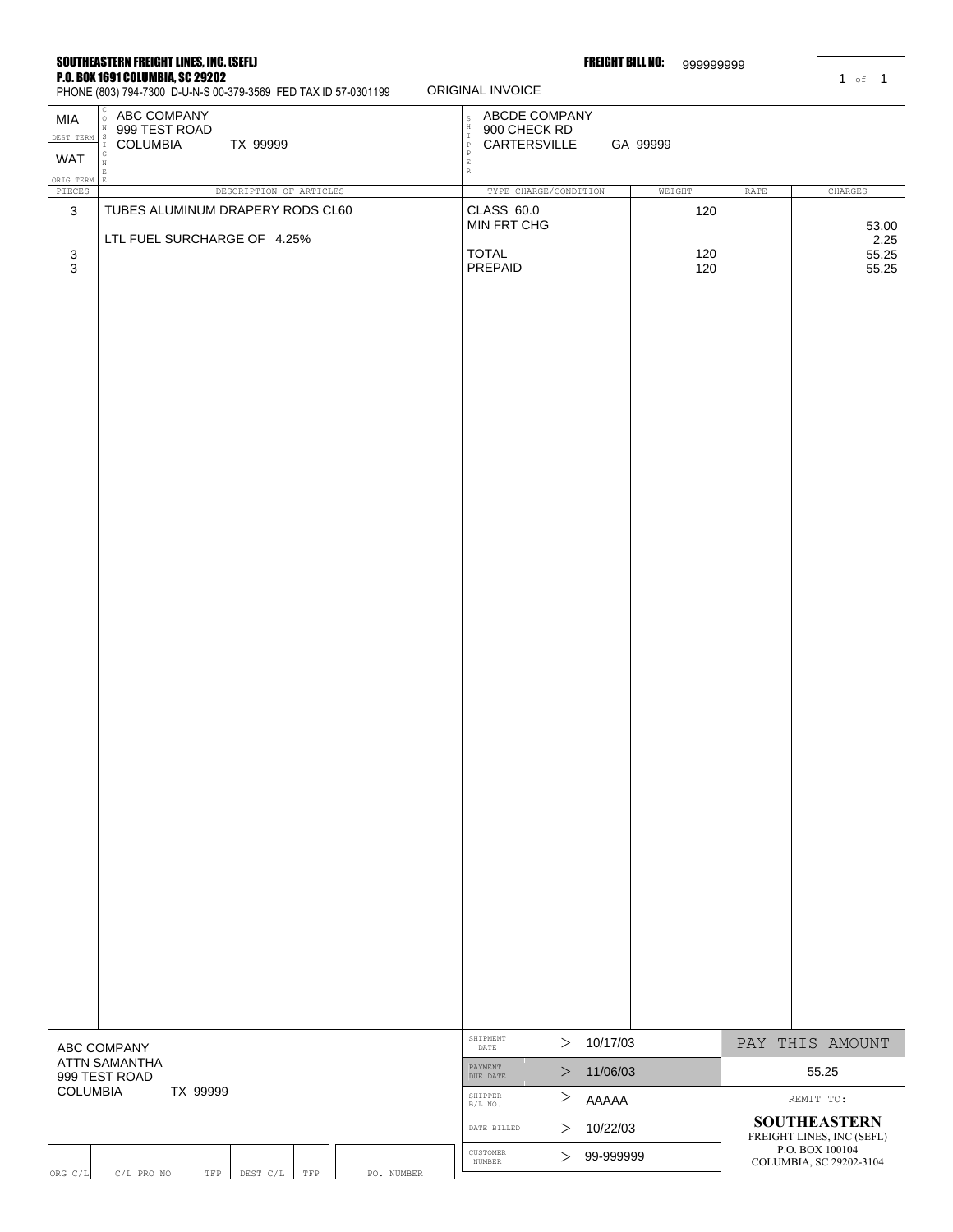**SOUTHEASTERN FREIGHT LINES, INC. (SEFL)**
**P.O. BOX 1691 COLUMBIA, SC 29202**
PHONE (803) 794-7300 D-U-N-S 00-379-3569 FED TAX ID 57-0301199

ORIGINAL INVOICE

**FREIGHT BILL NO:** 999999999

| | | |
|---|---|---|
| MIA (DEST TERM) | CONSIGNEE: ABC COMPANY, 999 TEST ROAD, COLUMBIA TX 99999 | SHIPPER: ABCDE COMPANY, 900 CHECK RD, CARTERSVILLE GA 99999 |
| WAT (ORIG TERM) | | |

| PIECES | DESCRIPTION OF ARTICLES | TYPE CHARGE/CONDITION | WEIGHT | RATE | CHARGES |
|---|---|---|---|---|---|
| 3 | TUBES ALUMINUM DRAPERY RODS CL60 | CLASS 60.0 | 120 | | |
| | | MIN FRT CHG | | | 53.00 |
| | LTL FUEL SURCHARGE OF 4.25% | | | | 2.25 |
| 3 | | TOTAL | 120 | | 55.25 |
| 3 | | PREPAID | 120 | | 55.25 |

ABC COMPANY
ATTN SAMANTHA
999 TEST ROAD
COLUMBIA TX 99999

| | |
|---|---|
| SHIPMENT DATE | 10/17/03 |
| PAYMENT DUE DATE | 11/06/03 |
| SHIPPER B/L NO. | AAAAA |
| DATE BILLED | 10/22/03 |
| CUSTOMER NUMBER | 99-999999 |

PAY THIS AMOUNT: 55.25

REMIT TO:
**SOUTHEASTERN**
FREIGHT LINES, INC (SEFL)
P.O. BOX 100104
COLUMBIA, SC 29202-3104

| ORG C/L | C/L PRO NO | TFP | DEST C/L | TFP | PO. NUMBER |
|---|---|---|---|---|---|
| | | | | | |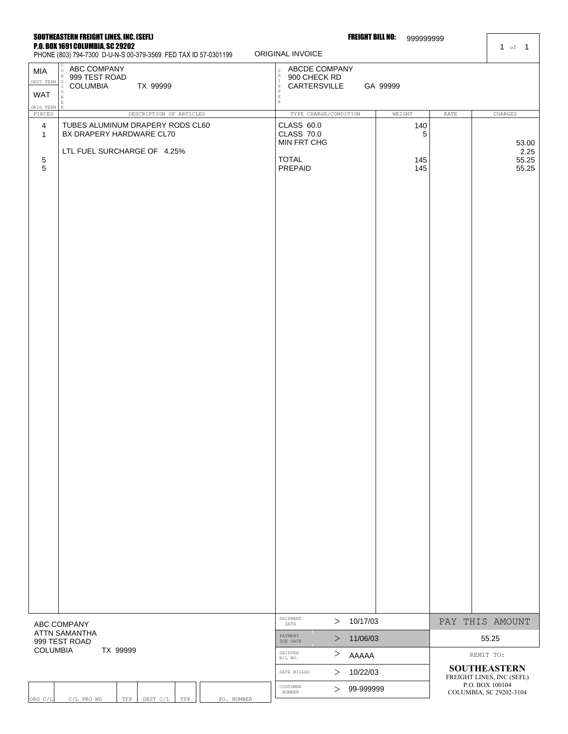**SOUTHEASTERN FREIGHT LINES, INC. (SEFL)**
**P.O. BOX 1691 COLUMBIA, SC 29202**
PHONE (803) 794-7300 D-U-N-S 00-379-3569 FED TAX ID 57-0301199

ORIGINAL INVOICE

**FREIGHT BILL NO:** 999999999

| | CONSIGNEE | SHIPPER |
|---|---|---|
| MIA (DEST TERM) | ABC COMPANY | ABCDE COMPANY |
| WAT (ORIG TERM) | 999 TEST ROAD | 900 CHECK RD |
| | COLUMBIA TX 99999 | CARTERSVILLE GA 99999 |

| PIECES | DESCRIPTION OF ARTICLES | TYPE CHARGE/CONDITION | WEIGHT | RATE | CHARGES |
|---|---|---|---|---|---|
| 4 | TUBES ALUMINUM DRAPERY RODS CL60 | CLASS 60.0 | 140 | | |
| 1 | BX DRAPERY HARDWARE CL70 | CLASS 70.0 | 5 | | |
| | | MIN FRT CHG | | | 53.00 |
| | LTL FUEL SURCHARGE OF 4.25% | | | | 2.25 |
| 5 | | TOTAL | 145 | | 55.25 |
| 5 | | PREPAID | 145 | | 55.25 |

ABC COMPANY
ATTN SAMANTHA
999 TEST ROAD
COLUMBIA TX 99999

| | |
|---|---|
| SHIPMENT DATE | > 10/17/03 |
| PAYMENT DUE DATE | > 11/06/03 |
| SHIPPER B/L NO. | > AAAAA |
| DATE BILLED | > 10/22/03 |
| CUSTOMER NUMBER | > 99-999999 |

PAY THIS AMOUNT: 55.25

REMIT TO:
**SOUTHEASTERN**
FREIGHT LINES, INC (SEFL)
P.O. BOX 100104
COLUMBIA, SC 29202-3104

| ORG C/L | C/L PRO NO | TFP | DEST C/L | TFP | PO. NUMBER |
|---|---|---|---|---|---|
| | | | | | |